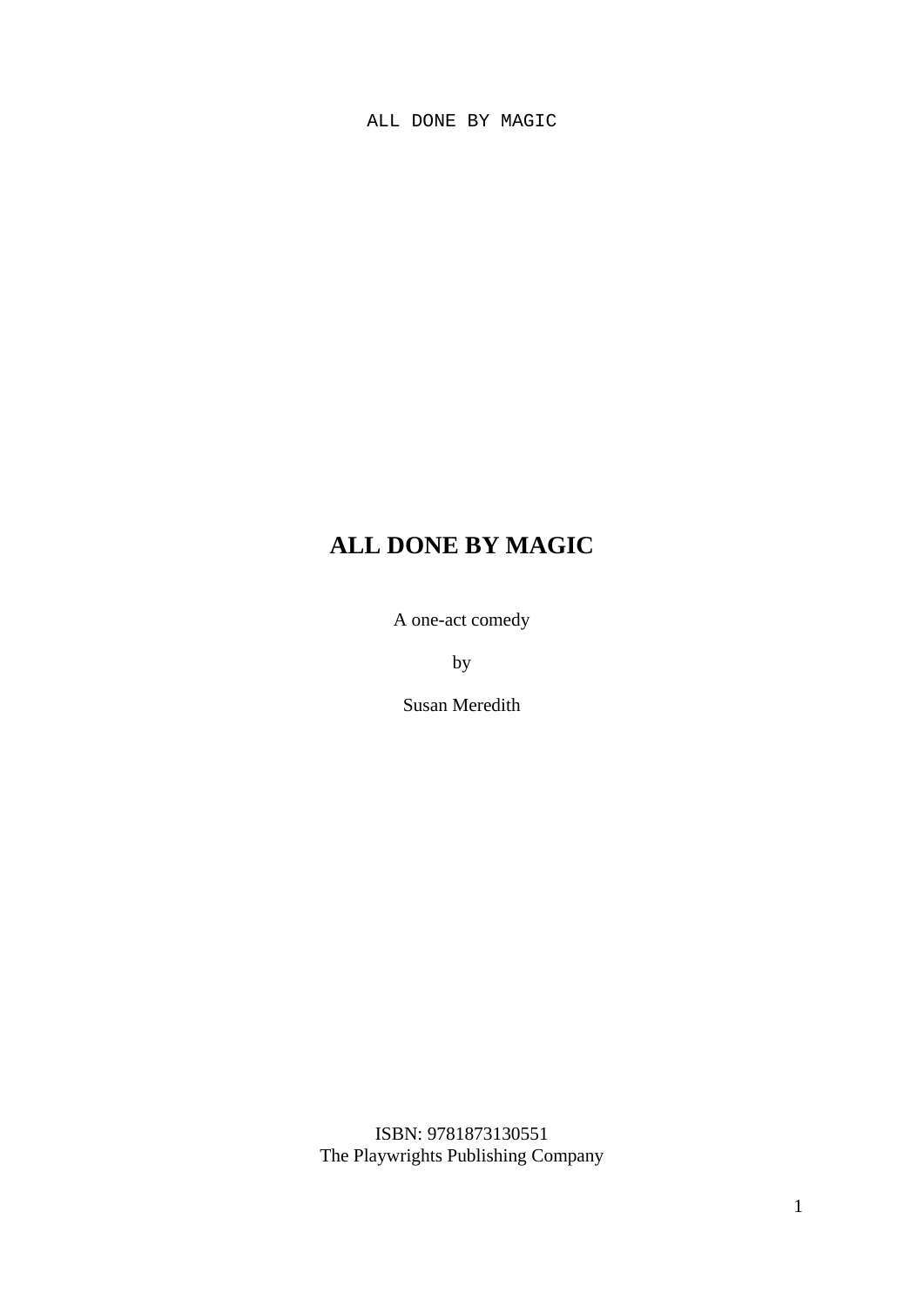# ALL DONE BY MAGIC

A one-act comedy

by

Susan Meredith

ISBN: 9781873130551
The Playwrights Publishing Company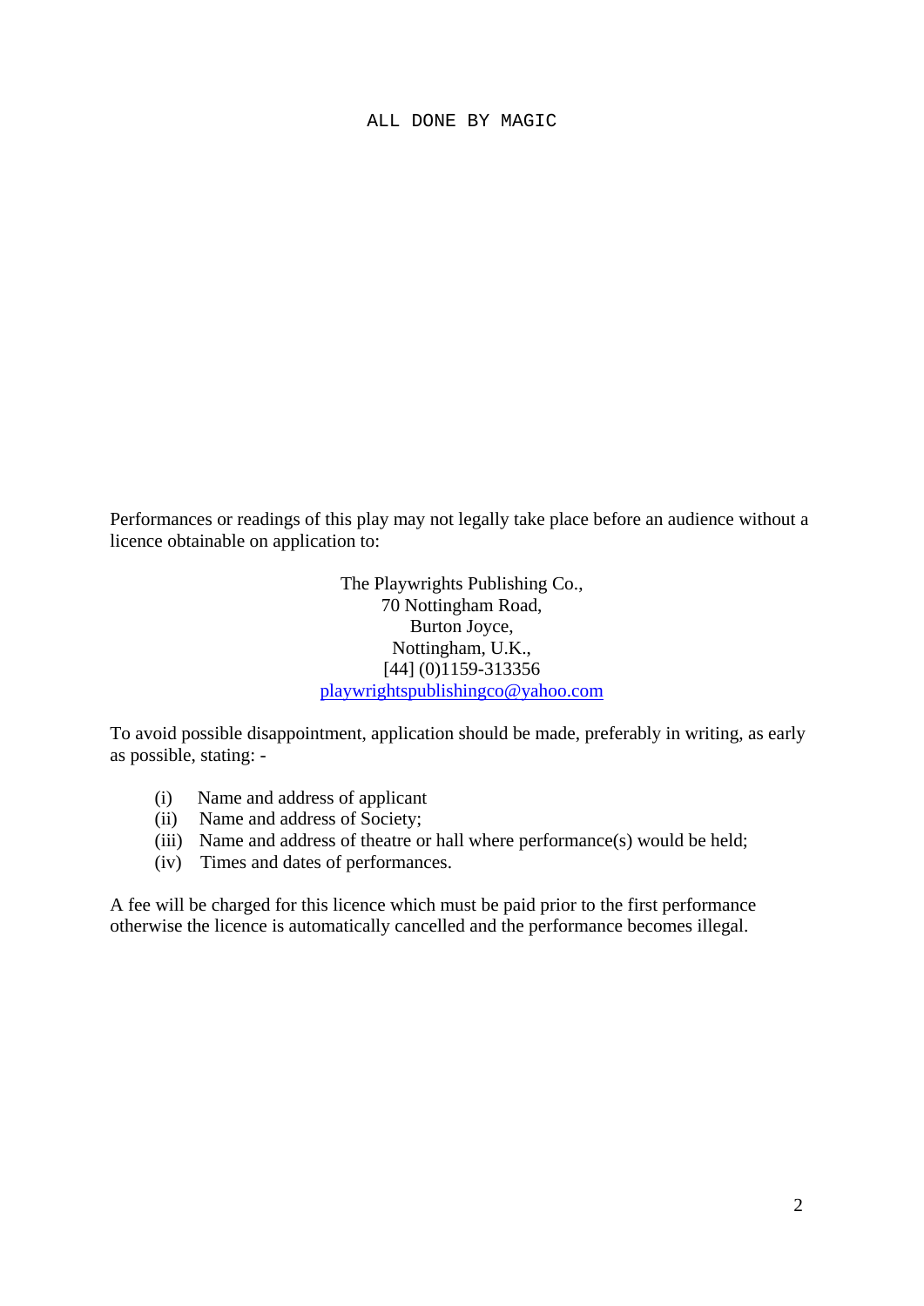# ALL DONE BY MAGIC

Performances or readings of this play may not legally take place before an audience without a licence obtainable on application to:

The Playwrights Publishing Co.,  
70 Nottingham Road,  
Burton Joyce,  
Nottingham, U.K.,  
[44] (0)1159-313356  
playwrightspublishingco@yahoo.com

To avoid possible disappointment, application should be made, preferably in writing, as early as possible, stating: -

(i) Name and address of applicant  
(ii) Name and address of Society;  
(iii) Name and address of theatre or hall where performance(s) would be held;  
(iv) Times and dates of performances.

A fee will be charged for this licence which must be paid prior to the first performance otherwise the licence is automatically cancelled and the performance becomes illegal.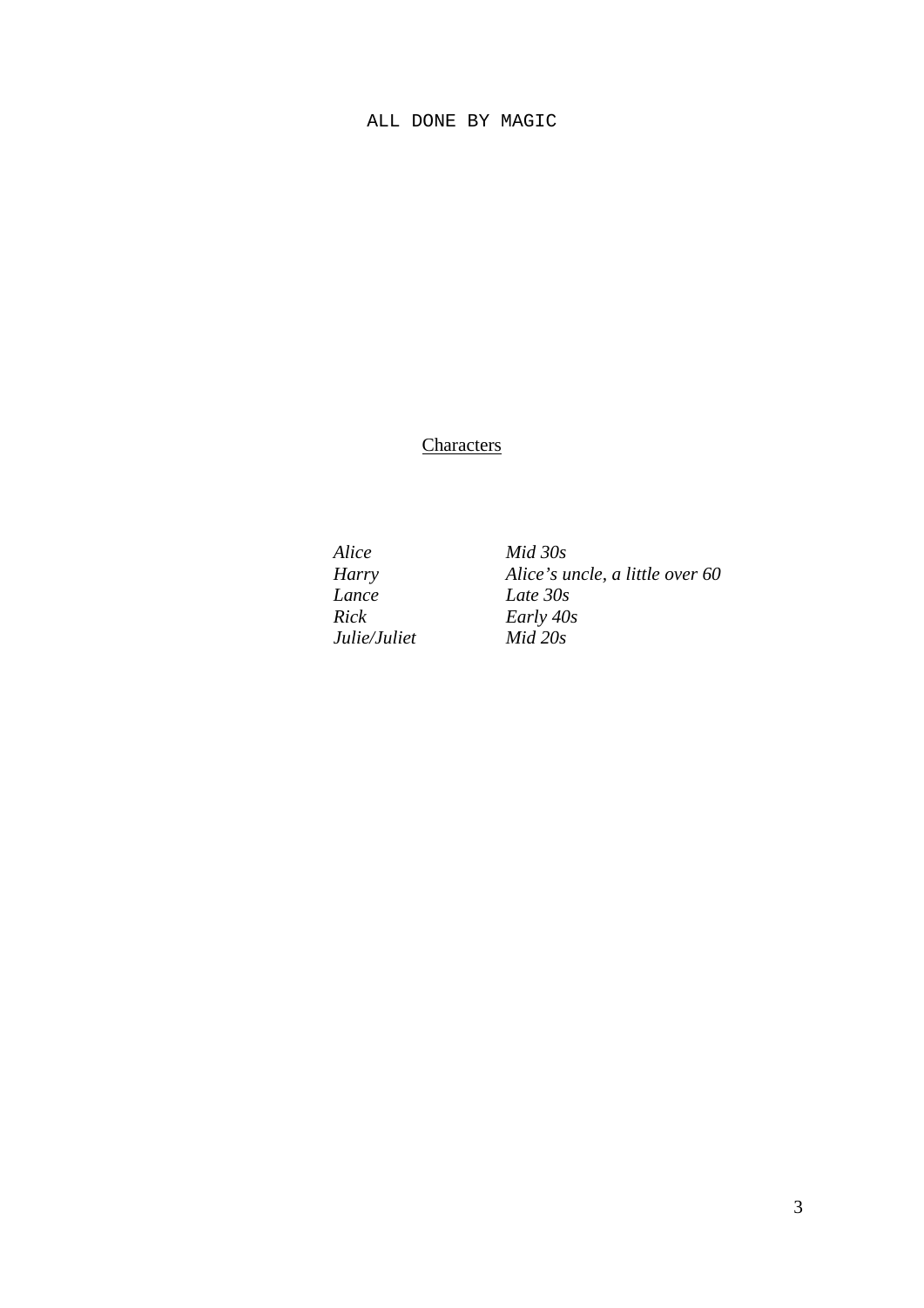# ALL DONE BY MAGIC

## Characters

| | |
|---|---|
| *Alice* | *Mid 30s* |
| *Harry* | *Alice's uncle, a little over 60* |
| *Lance* | *Late 30s* |
| *Rick* | *Early 40s* |
| *Julie/Juliet* | *Mid 20s* |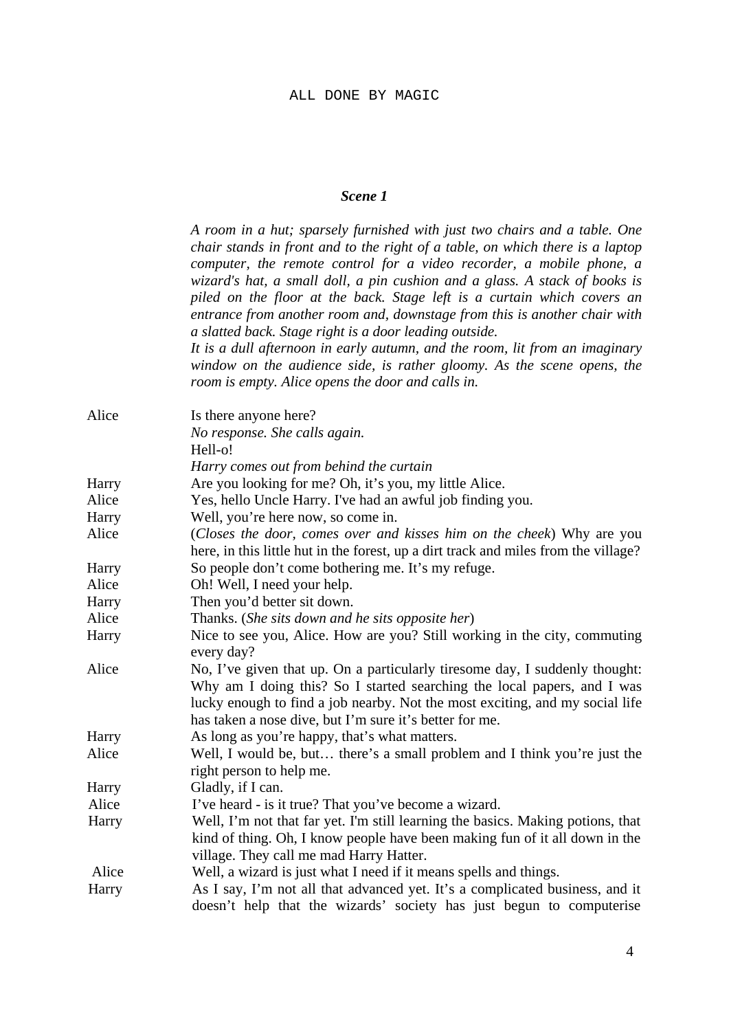ALL DONE BY MAGIC

### *Scene 1*

*A room in a hut; sparsely furnished with just two chairs and a table. One chair stands in front and to the right of a table, on which there is a laptop computer, the remote control for a video recorder, a mobile phone, a wizard's hat, a small doll, a pin cushion and a glass. A stack of books is piled on the floor at the back. Stage left is a curtain which covers an entrance from another room and, downstage from this is another chair with a slatted back. Stage right is a door leading outside.*

*It is a dull afternoon in early autumn, and the room, lit from an imaginary window on the audience side, is rather gloomy. As the scene opens, the room is empty. Alice opens the door and calls in.*

Alice — Is there anyone here?
*No response. She calls again.*
Hell-o!
*Harry comes out from behind the curtain*

Harry — Are you looking for me? Oh, it's you, my little Alice.

Alice — Yes, hello Uncle Harry. I've had an awful job finding you.

Harry — Well, you're here now, so come in.

Alice — (*Closes the door, comes over and kisses him on the cheek*) Why are you here, in this little hut in the forest, up a dirt track and miles from the village?

Harry — So people don't come bothering me. It's my refuge.

Alice — Oh! Well, I need your help.

Harry — Then you'd better sit down.

Alice — Thanks. (*She sits down and he sits opposite her*)

Harry — Nice to see you, Alice. How are you? Still working in the city, commuting every day?

Alice — No, I've given that up. On a particularly tiresome day, I suddenly thought: Why am I doing this? So I started searching the local papers, and I was lucky enough to find a job nearby. Not the most exciting, and my social life has taken a nose dive, but I'm sure it's better for me.

Harry — As long as you're happy, that's what matters.

Alice — Well, I would be, but… there's a small problem and I think you're just the right person to help me.

Harry — Gladly, if I can.

Alice — I've heard - is it true? That you've become a wizard.

Harry — Well, I'm not that far yet. I'm still learning the basics. Making potions, that kind of thing. Oh, I know people have been making fun of it all down in the village. They call me mad Harry Hatter.

Alice — Well, a wizard is just what I need if it means spells and things.

Harry — As I say, I'm not all that advanced yet. It's a complicated business, and it doesn't help that the wizards' society has just begun to computerise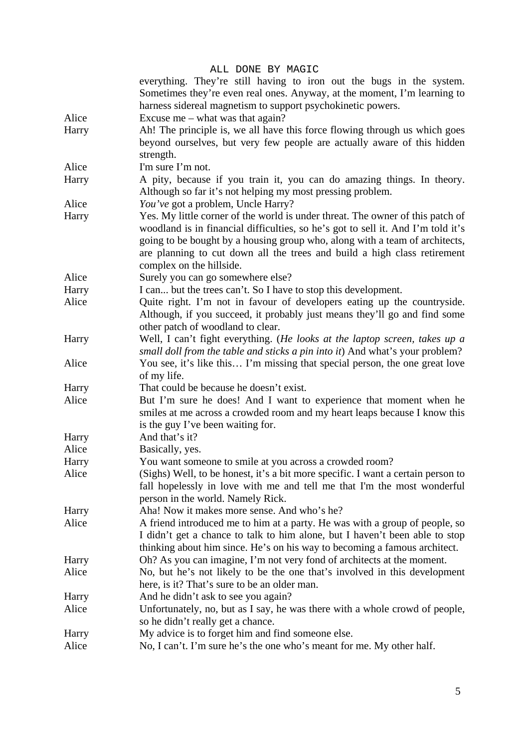everything. They're still having to iron out the bugs in the system. Sometimes they're even real ones. Anyway, at the moment, I'm learning to harness sidereal magnetism to support psychokinetic powers.

**Alice** Excuse me – what was that again?

**Harry** Ah! The principle is, we all have this force flowing through us which goes beyond ourselves, but very few people are actually aware of this hidden strength.

**Alice** I'm sure I'm not.

**Harry** A pity, because if you train it, you can do amazing things. In theory. Although so far it's not helping my most pressing problem.

**Alice** *You've* got a problem, Uncle Harry?

**Harry** Yes. My little corner of the world is under threat. The owner of this patch of woodland is in financial difficulties, so he's got to sell it. And I'm told it's going to be bought by a housing group who, along with a team of architects, are planning to cut down all the trees and build a high class retirement complex on the hillside.

**Alice** Surely you can go somewhere else?

**Harry** I can... but the trees can't. So I have to stop this development.

**Alice** Quite right. I'm not in favour of developers eating up the countryside. Although, if you succeed, it probably just means they'll go and find some other patch of woodland to clear.

**Harry** Well, I can't fight everything. (*He looks at the laptop screen, takes up a small doll from the table and sticks a pin into it*) And what's your problem?

**Alice** You see, it's like this… I'm missing that special person, the one great love of my life.

**Harry** That could be because he doesn't exist.

**Alice** But I'm sure he does! And I want to experience that moment when he smiles at me across a crowded room and my heart leaps because I know this is the guy I've been waiting for.

**Harry** And that's it?

**Alice** Basically, yes.

**Harry** You want someone to smile at you across a crowded room?

**Alice** (Sighs) Well, to be honest, it's a bit more specific. I want a certain person to fall hopelessly in love with me and tell me that I'm the most wonderful person in the world. Namely Rick.

**Harry** Aha! Now it makes more sense. And who's he?

**Alice** A friend introduced me to him at a party. He was with a group of people, so I didn't get a chance to talk to him alone, but I haven't been able to stop thinking about him since. He's on his way to becoming a famous architect.

**Harry** Oh? As you can imagine, I'm not very fond of architects at the moment.

**Alice** No, but he's not likely to be the one that's involved in this development here, is it? That's sure to be an older man.

**Harry** And he didn't ask to see you again?

**Alice** Unfortunately, no, but as I say, he was there with a whole crowd of people, so he didn't really get a chance.

**Harry** My advice is to forget him and find someone else.

**Alice** No, I can't. I'm sure he's the one who's meant for me. My other half.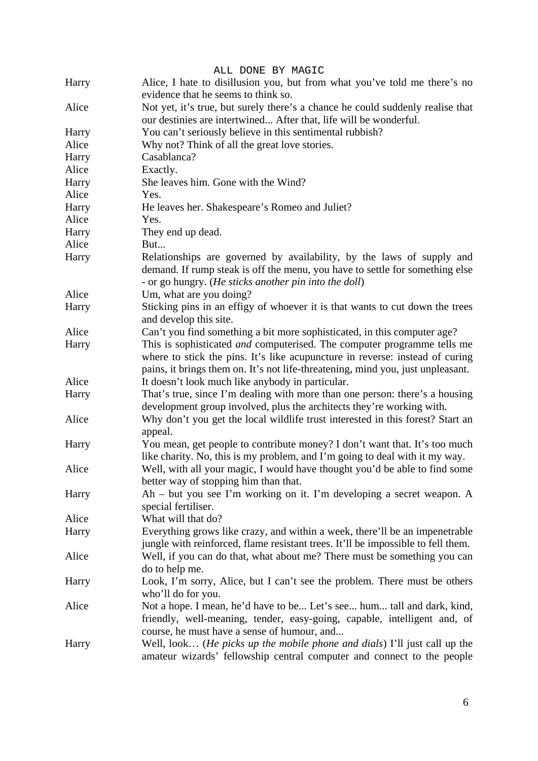Harry Alice, I hate to disillusion you, but from what you've told me there's no evidence that he seems to think so.

Alice Not yet, it's true, but surely there's a chance he could suddenly realise that our destinies are intertwined... After that, life will be wonderful.

Harry You can't seriously believe in this sentimental rubbish?

Alice Why not? Think of all the great love stories.

Harry Casablanca?

Alice Exactly.

Harry She leaves him. Gone with the Wind?

Alice Yes.

Harry He leaves her. Shakespeare's Romeo and Juliet?

Alice Yes.

Harry They end up dead.

Alice But...

Harry Relationships are governed by availability, by the laws of supply and demand. If rump steak is off the menu, you have to settle for something else - or go hungry. (*He sticks another pin into the doll*)

Alice Um, what are you doing?

Harry Sticking pins in an effigy of whoever it is that wants to cut down the trees and develop this site.

Alice Can't you find something a bit more sophisticated, in this computer age?

Harry This is sophisticated *and* computerised. The computer programme tells me where to stick the pins. It's like acupuncture in reverse: instead of curing pains, it brings them on. It's not life-threatening, mind you, just unpleasant.

Alice It doesn't look much like anybody in particular.

Harry That's true, since I'm dealing with more than one person: there's a housing development group involved, plus the architects they're working with.

Alice Why don't you get the local wildlife trust interested in this forest? Start an appeal.

Harry You mean, get people to contribute money? I don't want that. It's too much like charity. No, this is my problem, and I'm going to deal with it my way.

Alice Well, with all your magic, I would have thought you'd be able to find some better way of stopping him than that.

Harry Ah – but you see I'm working on it. I'm developing a secret weapon. A special fertiliser.

Alice What will that do?

Harry Everything grows like crazy, and within a week, there'll be an impenetrable jungle with reinforced, flame resistant trees. It'll be impossible to fell them.

Alice Well, if you can do that, what about me? There must be something you can do to help me.

Harry Look, I'm sorry, Alice, but I can't see the problem. There must be others who'll do for you.

Alice Not a hope. I mean, he'd have to be... Let's see... hum... tall and dark, kind, friendly, well-meaning, tender, easy-going, capable, intelligent and, of course, he must have a sense of humour, and...

Harry Well, look… (*He picks up the mobile phone and dials*) I'll just call up the amateur wizards' fellowship central computer and connect to the people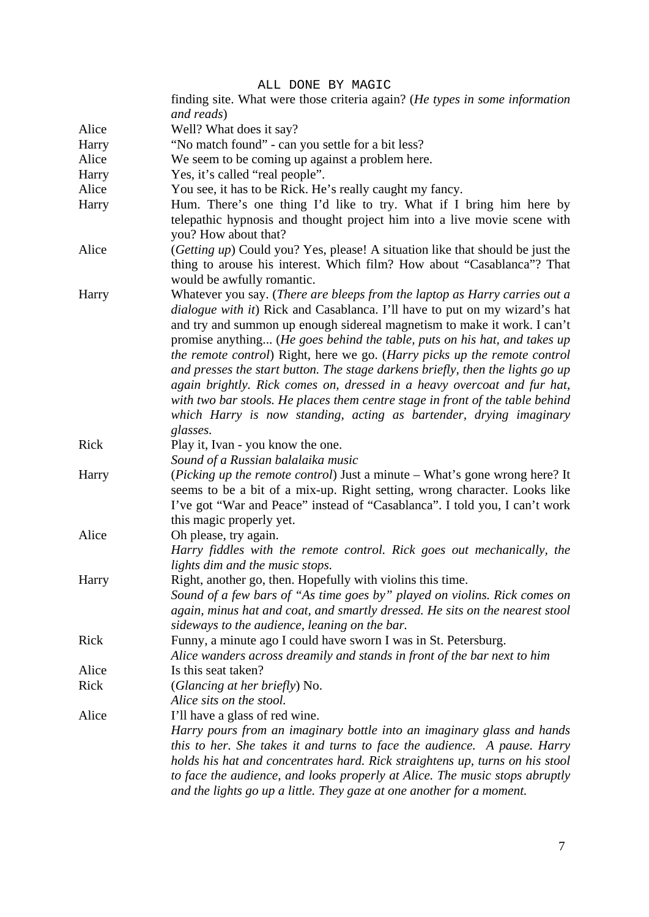finding site. What were those criteria again? (*He types in some information and reads*)

Alice	Well? What does it say?

Harry	“No match found” - can you settle for a bit less?

Alice	We seem to be coming up against a problem here.

Harry	Yes, it’s called “real people”.

Alice	You see, it has to be Rick. He’s really caught my fancy.

Harry	Hum. There’s one thing I’d like to try. What if I bring him here by telepathic hypnosis and thought project him into a live movie scene with you? How about that?

Alice	(*Getting up*) Could you? Yes, please! A situation like that should be just the thing to arouse his interest. Which film? How about “Casablanca”? That would be awfully romantic.

Harry	Whatever you say. (*There are bleeps from the laptop as Harry carries out a dialogue with it*) Rick and Casablanca. I’ll have to put on my wizard’s hat and try and summon up enough sidereal magnetism to make it work. I can’t promise anything... (*He goes behind the table, puts on his hat, and takes up the remote control*) Right, here we go. (*Harry picks up the remote control and presses the start button. The stage darkens briefly, then the lights go up again brightly. Rick comes on, dressed in a heavy overcoat and fur hat, with two bar stools. He places them centre stage in front of the table behind which Harry is now standing, acting as bartender, drying imaginary glasses.*

Rick	Play it, Ivan - you know the one.

*Sound of a Russian balalaika music*

Harry	(*Picking up the remote control*) Just a minute – What’s gone wrong here? It seems to be a bit of a mix-up. Right setting, wrong character. Looks like I’ve got “War and Peace” instead of “Casablanca”. I told you, I can’t work this magic properly yet.

Alice	Oh please, try again.

*Harry fiddles with the remote control. Rick goes out mechanically, the lights dim and the music stops.*

Harry	Right, another go, then. Hopefully with violins this time.

*Sound of a few bars of “As time goes by” played on violins. Rick comes on again, minus hat and coat, and smartly dressed. He sits on the nearest stool sideways to the audience, leaning on the bar.*

Rick	Funny, a minute ago I could have sworn I was in St. Petersburg.

*Alice wanders across dreamily and stands in front of the bar next to him*

Alice	Is this seat taken?

Rick	(*Glancing at her briefly*) No.

*Alice sits on the stool.*

Alice	I’ll have a glass of red wine.

*Harry pours from an imaginary bottle into an imaginary glass and hands this to her. She takes it and turns to face the audience. A pause. Harry holds his hat and concentrates hard. Rick straightens up, turns on his stool to face the audience, and looks properly at Alice. The music stops abruptly and the lights go up a little. They gaze at one another for a moment.*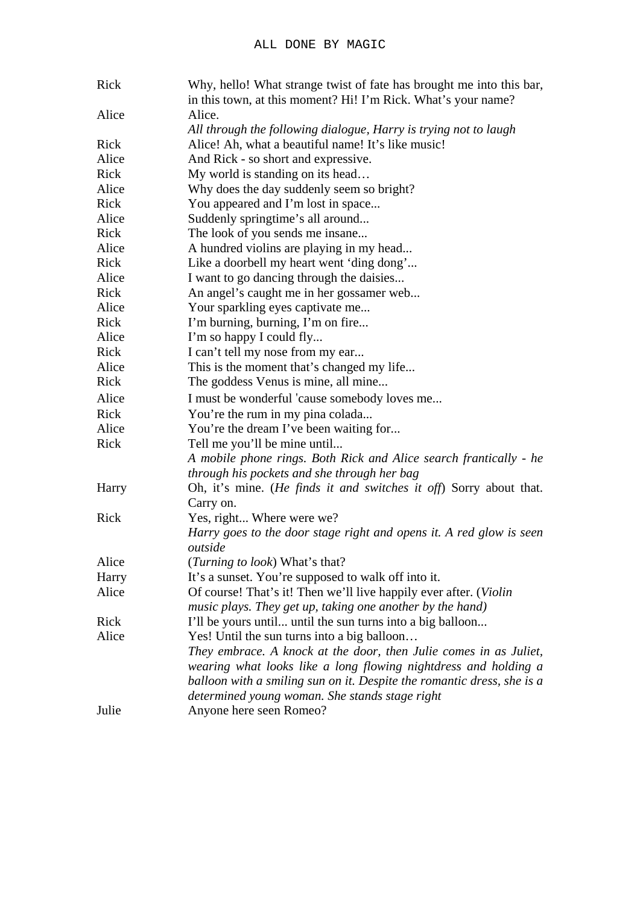| | |
|---|---|
| Rick | Why, hello! What strange twist of fate has brought me into this bar, in this town, at this moment? Hi! I'm Rick. What's your name? |
| Alice | Alice. |
| | *All through the following dialogue, Harry is trying not to laugh* |
| Rick | Alice! Ah, what a beautiful name! It's like music! |
| Alice | And Rick - so short and expressive. |
| Rick | My world is standing on its head… |
| Alice | Why does the day suddenly seem so bright? |
| Rick | You appeared and I'm lost in space... |
| Alice | Suddenly springtime's all around... |
| Rick | The look of you sends me insane... |
| Alice | A hundred violins are playing in my head... |
| Rick | Like a doorbell my heart went 'ding dong'... |
| Alice | I want to go dancing through the daisies... |
| Rick | An angel's caught me in her gossamer web... |
| Alice | Your sparkling eyes captivate me... |
| Rick | I'm burning, burning, I'm on fire... |
| Alice | I'm so happy I could fly... |
| Rick | I can't tell my nose from my ear... |
| Alice | This is the moment that's changed my life... |
| Rick | The goddess Venus is mine, all mine... |
| Alice | I must be wonderful 'cause somebody loves me... |
| Rick | You're the rum in my pina colada... |
| Alice | You're the dream I've been waiting for... |
| Rick | Tell me you'll be mine until... |
| | *A mobile phone rings. Both Rick and Alice search frantically - he through his pockets and she through her bag* |
| Harry | Oh, it's mine. (*He finds it and switches it off*) Sorry about that. Carry on. |
| Rick | Yes, right... Where were we? |
| | *Harry goes to the door stage right and opens it. A red glow is seen outside* |
| Alice | (*Turning to look*) What's that? |
| Harry | It's a sunset. You're supposed to walk off into it. |
| Alice | Of course! That's it! Then we'll live happily ever after. (*Violin music plays. They get up, taking one another by the hand)* |
| Rick | I'll be yours until... until the sun turns into a big balloon... |
| Alice | Yes! Until the sun turns into a big balloon… |
| | *They embrace. A knock at the door, then Julie comes in as Juliet, wearing what looks like a long flowing nightdress and holding a balloon with a smiling sun on it. Despite the romantic dress, she is a determined young woman. She stands stage right* |
| Julie | Anyone here seen Romeo? |